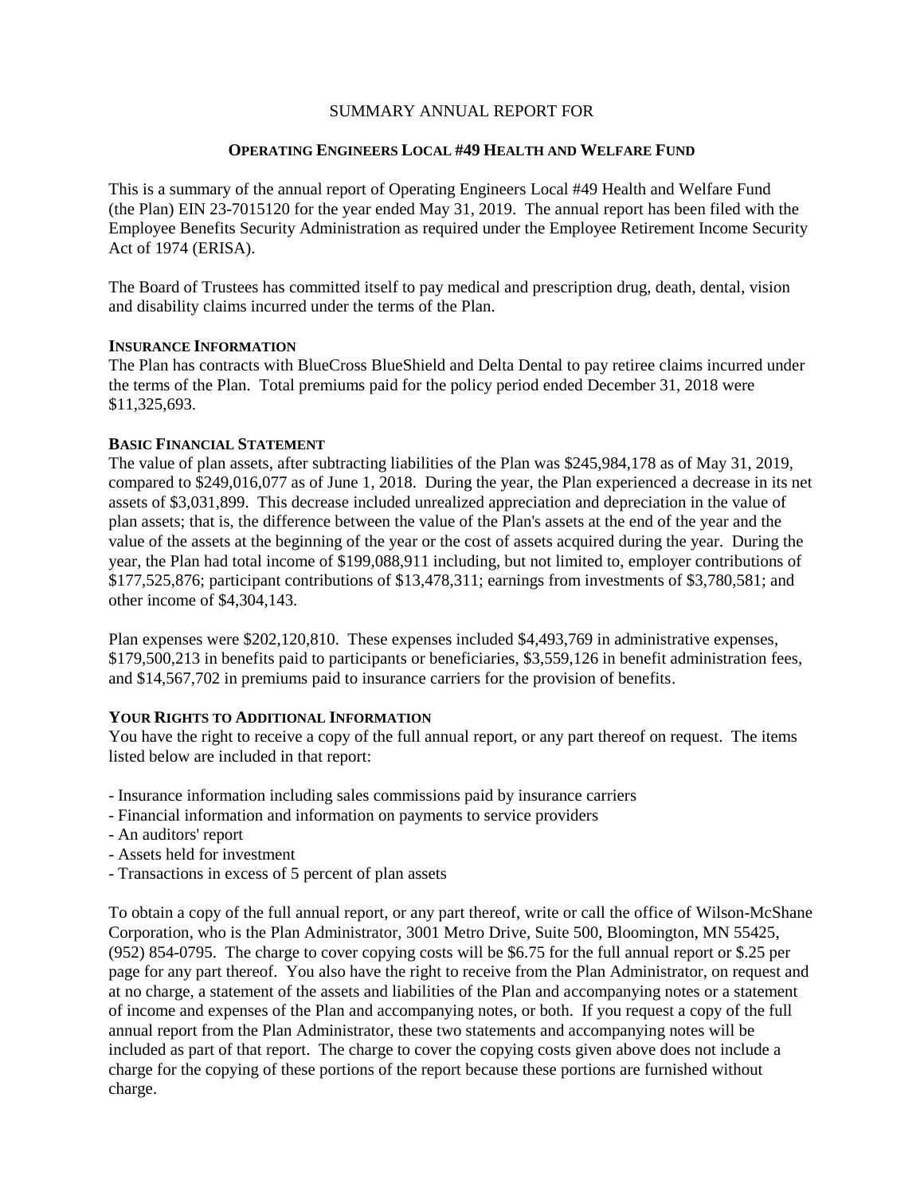SUMMARY ANNUAL REPORT FOR

# OPERATING ENGINEERS LOCAL #49 HEALTH AND WELFARE FUND

This is a summary of the annual report of Operating Engineers Local #49 Health and Welfare Fund (the Plan) EIN 23-7015120 for the year ended May 31, 2019. The annual report has been filed with the Employee Benefits Security Administration as required under the Employee Retirement Income Security Act of 1974 (ERISA).

The Board of Trustees has committed itself to pay medical and prescription drug, death, dental, vision and disability claims incurred under the terms of the Plan.

## INSURANCE INFORMATION

The Plan has contracts with BlueCross BlueShield and Delta Dental to pay retiree claims incurred under the terms of the Plan. Total premiums paid for the policy period ended December 31, 2018 were $11,325,693.

## BASIC FINANCIAL STATEMENT

The value of plan assets, after subtracting liabilities of the Plan was $245,984,178 as of May 31, 2019, compared to $249,016,077 as of June 1, 2018. During the year, the Plan experienced a decrease in its net assets of $3,031,899. This decrease included unrealized appreciation and depreciation in the value of plan assets; that is, the difference between the value of the Plan's assets at the end of the year and the value of the assets at the beginning of the year or the cost of assets acquired during the year. During the year, the Plan had total income of $199,088,911 including, but not limited to, employer contributions of $177,525,876; participant contributions of $13,478,311; earnings from investments of $3,780,581; and other income of $4,304,143.

Plan expenses were $202,120,810. These expenses included $4,493,769 in administrative expenses, $179,500,213 in benefits paid to participants or beneficiaries, $3,559,126 in benefit administration fees, and $14,567,702 in premiums paid to insurance carriers for the provision of benefits.

## YOUR RIGHTS TO ADDITIONAL INFORMATION

You have the right to receive a copy of the full annual report, or any part thereof on request. The items listed below are included in that report:

- Insurance information including sales commissions paid by insurance carriers
- Financial information and information on payments to service providers
- An auditors' report
- Assets held for investment
- Transactions in excess of 5 percent of plan assets

To obtain a copy of the full annual report, or any part thereof, write or call the office of Wilson-McShane Corporation, who is the Plan Administrator, 3001 Metro Drive, Suite 500, Bloomington, MN 55425, (952) 854-0795. The charge to cover copying costs will be $6.75 for the full annual report or $.25 per page for any part thereof. You also have the right to receive from the Plan Administrator, on request and at no charge, a statement of the assets and liabilities of the Plan and accompanying notes or a statement of income and expenses of the Plan and accompanying notes, or both. If you request a copy of the full annual report from the Plan Administrator, these two statements and accompanying notes will be included as part of that report. The charge to cover the copying costs given above does not include a charge for the copying of these portions of the report because these portions are furnished without charge.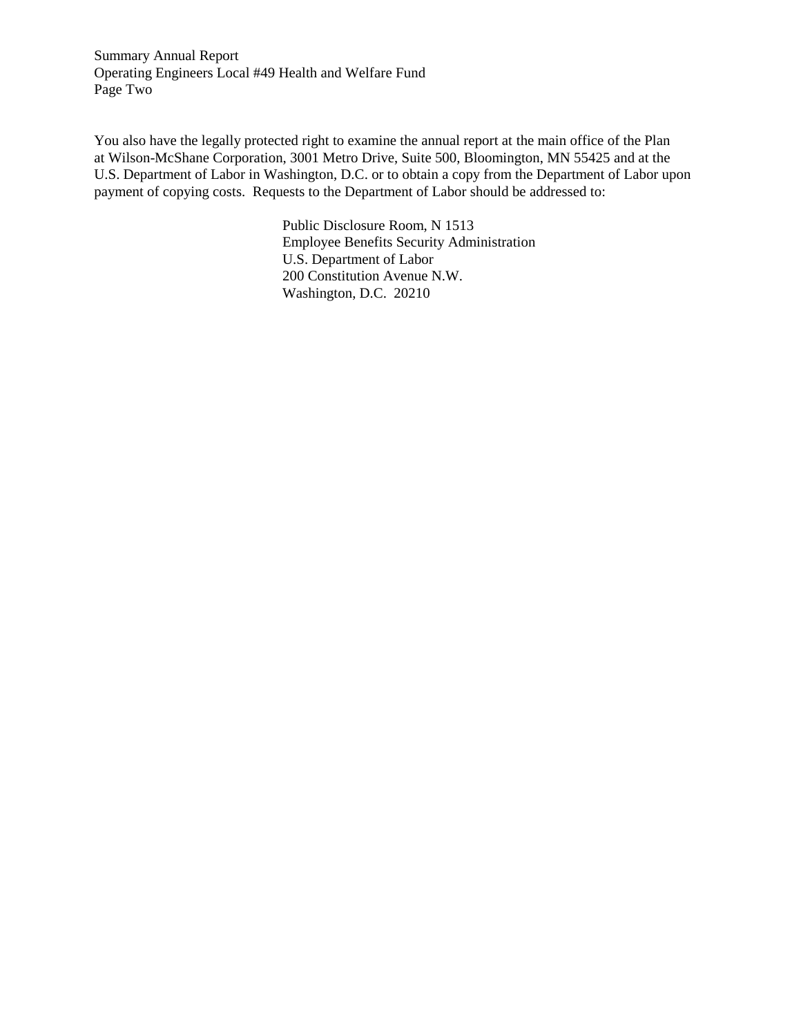You also have the legally protected right to examine the annual report at the main office of the Plan at Wilson-McShane Corporation, 3001 Metro Drive, Suite 500, Bloomington, MN 55425 and at the U.S. Department of Labor in Washington, D.C. or to obtain a copy from the Department of Labor upon payment of copying costs. Requests to the Department of Labor should be addressed to:

Public Disclosure Room, N 1513
Employee Benefits Security Administration
U.S. Department of Labor
200 Constitution Avenue N.W.
Washington, D.C. 20210